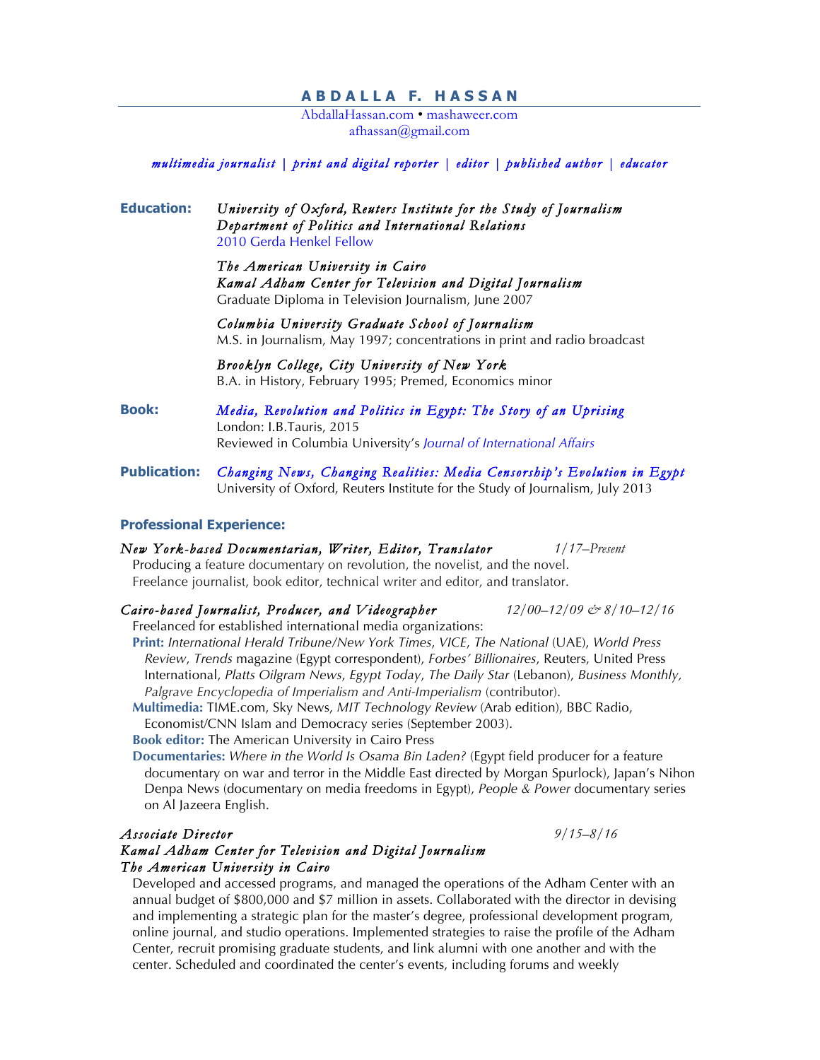# ABDALLA F. HASSAN

AbdallaHassan.com • mashaweer.com
afhassan@gmail.com

*multimedia journalist | print and digital reporter | editor | published author | educator*

**Education:**

*University of Oxford, Reuters Institute for the Study of Journalism*
*Department of Politics and International Relations*
2010 Gerda Henkel Fellow

*The American University in Cairo*
*Kamal Adham Center for Television and Digital Journalism*
Graduate Diploma in Television Journalism, June 2007

*Columbia University Graduate School of Journalism*
M.S. in Journalism, May 1997; concentrations in print and radio broadcast

*Brooklyn College, City University of New York*
B.A. in History, February 1995; Premed, Economics minor

**Book:**

*Media, Revolution and Politics in Egypt: The Story of an Uprising*
London: I.B.Tauris, 2015
Reviewed in Columbia University's *Journal of International Affairs*

**Publication:**

*Changing News, Changing Realities: Media Censorship's Evolution in Egypt*
University of Oxford, Reuters Institute for the Study of Journalism, July 2013

## Professional Experience:

*New York-based Documentarian, Writer, Editor, Translator* — *1/17–Present*

Producing a feature documentary on revolution, the novelist, and the novel.
Freelance journalist, book editor, technical writer and editor, and translator.

*Cairo-based Journalist, Producer, and Videographer* — *12/00–12/09 & 8/10–12/16*

Freelanced for established international media organizations:

**Print:** *International Herald Tribune/New York Times*, *VICE*, *The National* (UAE), *World Press Review*, *Trends* magazine (Egypt correspondent), *Forbes' Billionaires*, Reuters, United Press International, *Platts Oilgram News*, *Egypt Today*, *The Daily Star* (Lebanon), *Business Monthly, Palgrave Encyclopedia of Imperialism and Anti-Imperialism* (contributor).

**Multimedia:** TIME.com, Sky News, *MIT Technology Review* (Arab edition), BBC Radio, Economist/CNN Islam and Democracy series (September 2003).

**Book editor:** The American University in Cairo Press

**Documentaries:** *Where in the World Is Osama Bin Laden?* (Egypt field producer for a feature documentary on war and terror in the Middle East directed by Morgan Spurlock), Japan's Nihon Denpa News (documentary on media freedoms in Egypt), *People & Power* documentary series on Al Jazeera English.

*Associate Director* — *9/15–8/16*
*Kamal Adham Center for Television and Digital Journalism*
*The American University in Cairo*

Developed and accessed programs, and managed the operations of the Adham Center with an annual budget of $800,000 and $7 million in assets. Collaborated with the director in devising and implementing a strategic plan for the master's degree, professional development program, online journal, and studio operations. Implemented strategies to raise the profile of the Adham Center, recruit promising graduate students, and link alumni with one another and with the center. Scheduled and coordinated the center's events, including forums and weekly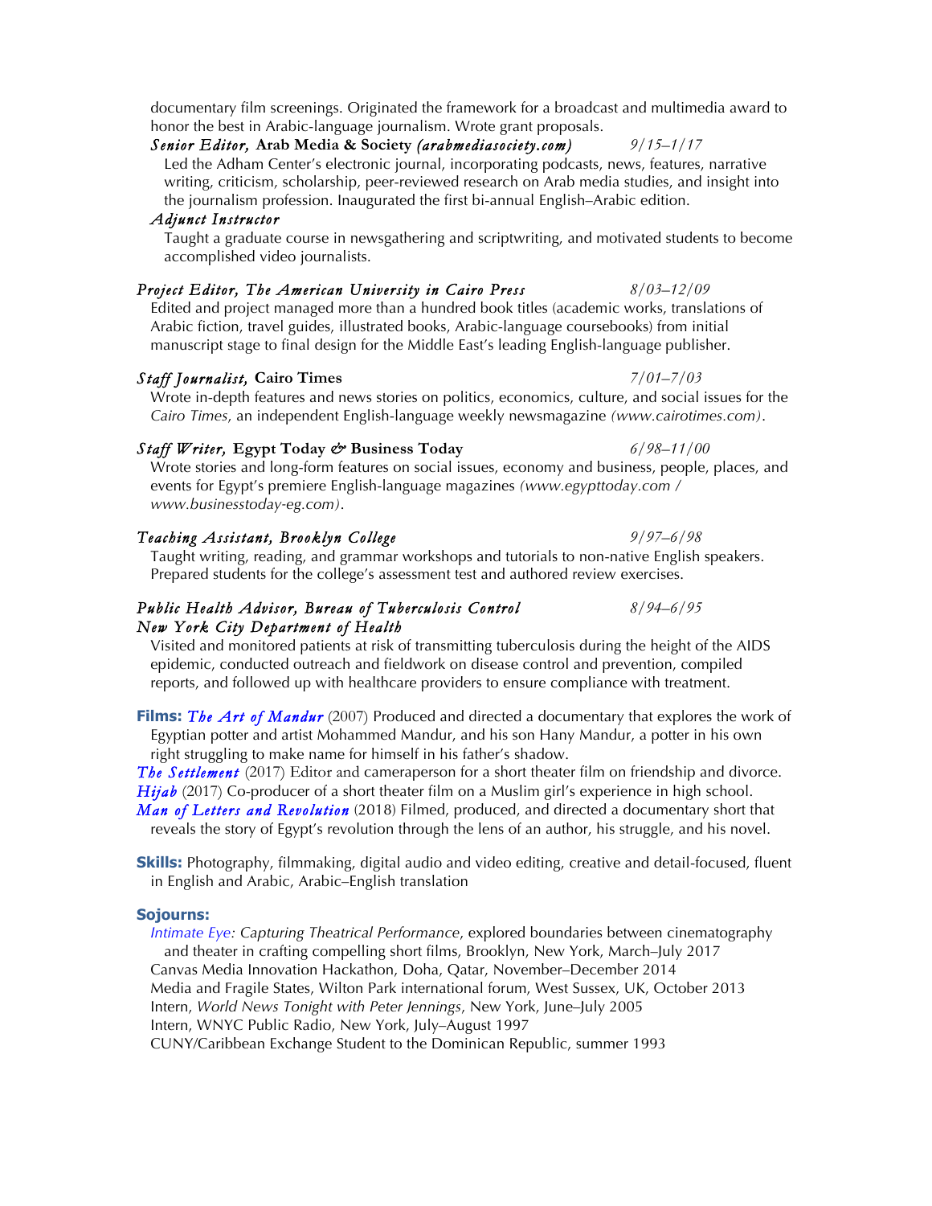documentary film screenings. Originated the framework for a broadcast and multimedia award to honor the best in Arabic-language journalism. Wrote grant proposals.

***Senior Editor,* Arab Media & Society *(arabmediasociety.com)*** *9/15–1/17*
Led the Adham Center's electronic journal, incorporating podcasts, news, features, narrative writing, criticism, scholarship, peer-reviewed research on Arab media studies, and insight into the journalism profession. Inaugurated the first bi-annual English–Arabic edition.

***Adjunct Instructor***
Taught a graduate course in newsgathering and scriptwriting, and motivated students to become accomplished video journalists.

***Project Editor, The American University in Cairo Press*** *8/03–12/09*
Edited and project managed more than a hundred book titles (academic works, translations of Arabic fiction, travel guides, illustrated books, Arabic-language coursebooks) from initial manuscript stage to final design for the Middle East's leading English-language publisher.

***Staff Journalist,* Cairo Times** *7/01–7/03*
Wrote in-depth features and news stories on politics, economics, culture, and social issues for the *Cairo Times*, an independent English-language weekly newsmagazine *(www.cairotimes.com)*.

***Staff Writer,* Egypt Today & Business Today** *6/98–11/00*
Wrote stories and long-form features on social issues, economy and business, people, places, and events for Egypt's premiere English-language magazines *(www.egypttoday.com / www.businesstoday-eg.com)*.

***Teaching Assistant, Brooklyn College*** *9/97–6/98*
Taught writing, reading, and grammar workshops and tutorials to non-native English speakers. Prepared students for the college's assessment test and authored review exercises.

***Public Health Advisor, Bureau of Tuberculosis Control*** *8/94–6/95*
***New York City Department of Health***
Visited and monitored patients at risk of transmitting tuberculosis during the height of the AIDS epidemic, conducted outreach and fieldwork on disease control and prevention, compiled reports, and followed up with healthcare providers to ensure compliance with treatment.

**Films:** *The Art of Mandur* (2007) Produced and directed a documentary that explores the work of Egyptian potter and artist Mohammed Mandur, and his son Hany Mandur, a potter in his own right struggling to make name for himself in his father's shadow.
*The Settlement* (2017) Editor and cameraperson for a short theater film on friendship and divorce.
*Hijab* (2017) Co-producer of a short theater film on a Muslim girl's experience in high school.
*Man of Letters and Revolution* (2018) Filmed, produced, and directed a documentary short that reveals the story of Egypt's revolution through the lens of an author, his struggle, and his novel.

**Skills:** Photography, filmmaking, digital audio and video editing, creative and detail-focused, fluent in English and Arabic, Arabic–English translation

**Sojourns:**

*Intimate Eye: Capturing Theatrical Performance*, explored boundaries between cinematography and theater in crafting compelling short films, Brooklyn, New York, March–July 2017
Canvas Media Innovation Hackathon, Doha, Qatar, November–December 2014
Media and Fragile States, Wilton Park international forum, West Sussex, UK, October 2013
Intern, *World News Tonight with Peter Jennings*, New York, June–July 2005
Intern, WNYC Public Radio, New York, July–August 1997
CUNY/Caribbean Exchange Student to the Dominican Republic, summer 1993